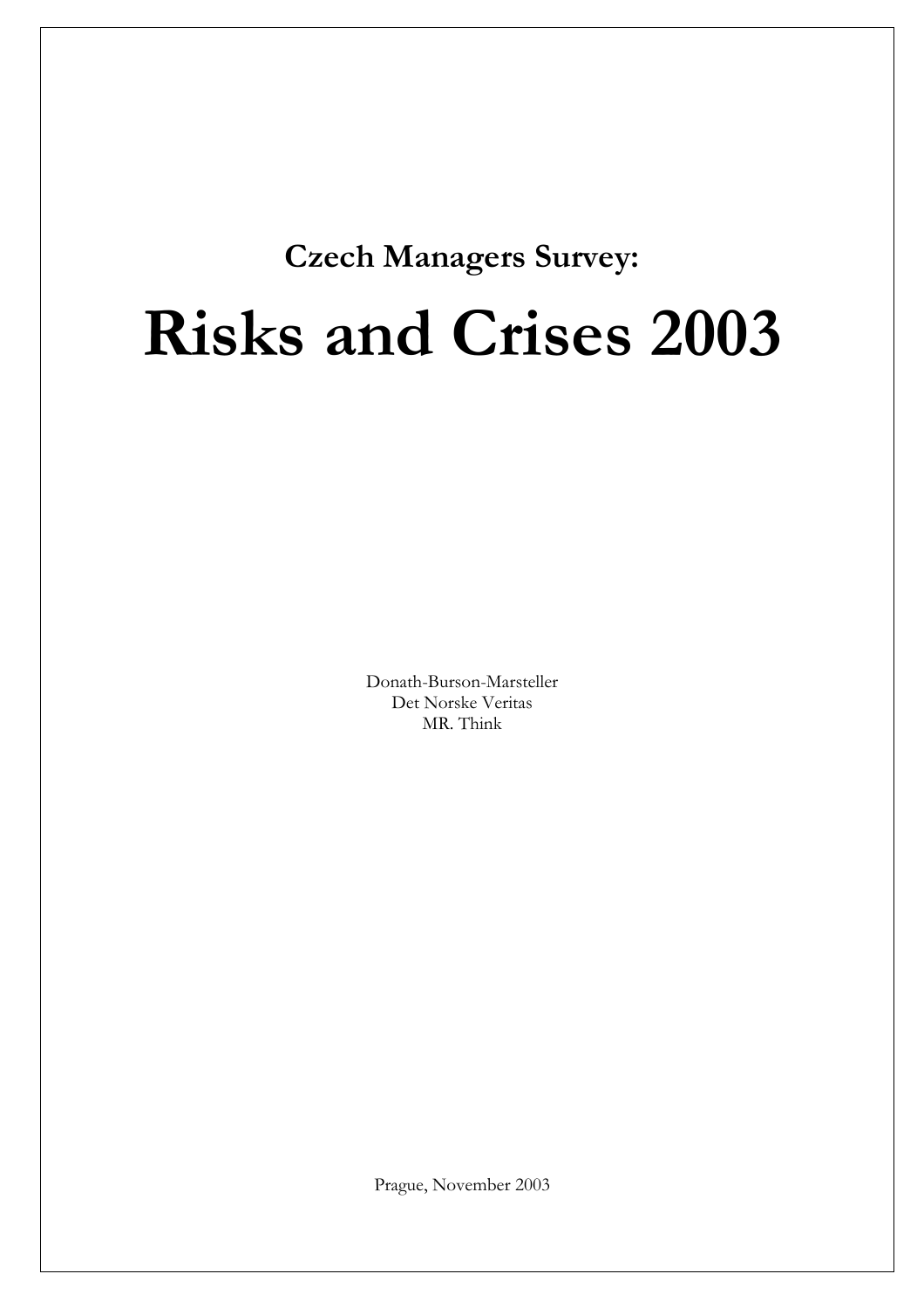**Czech Managers Survey:**

# Risks and Crises 2003

Donath-Burson-Marsteller
Det Norske Veritas
MR. Think

Prague, November 2003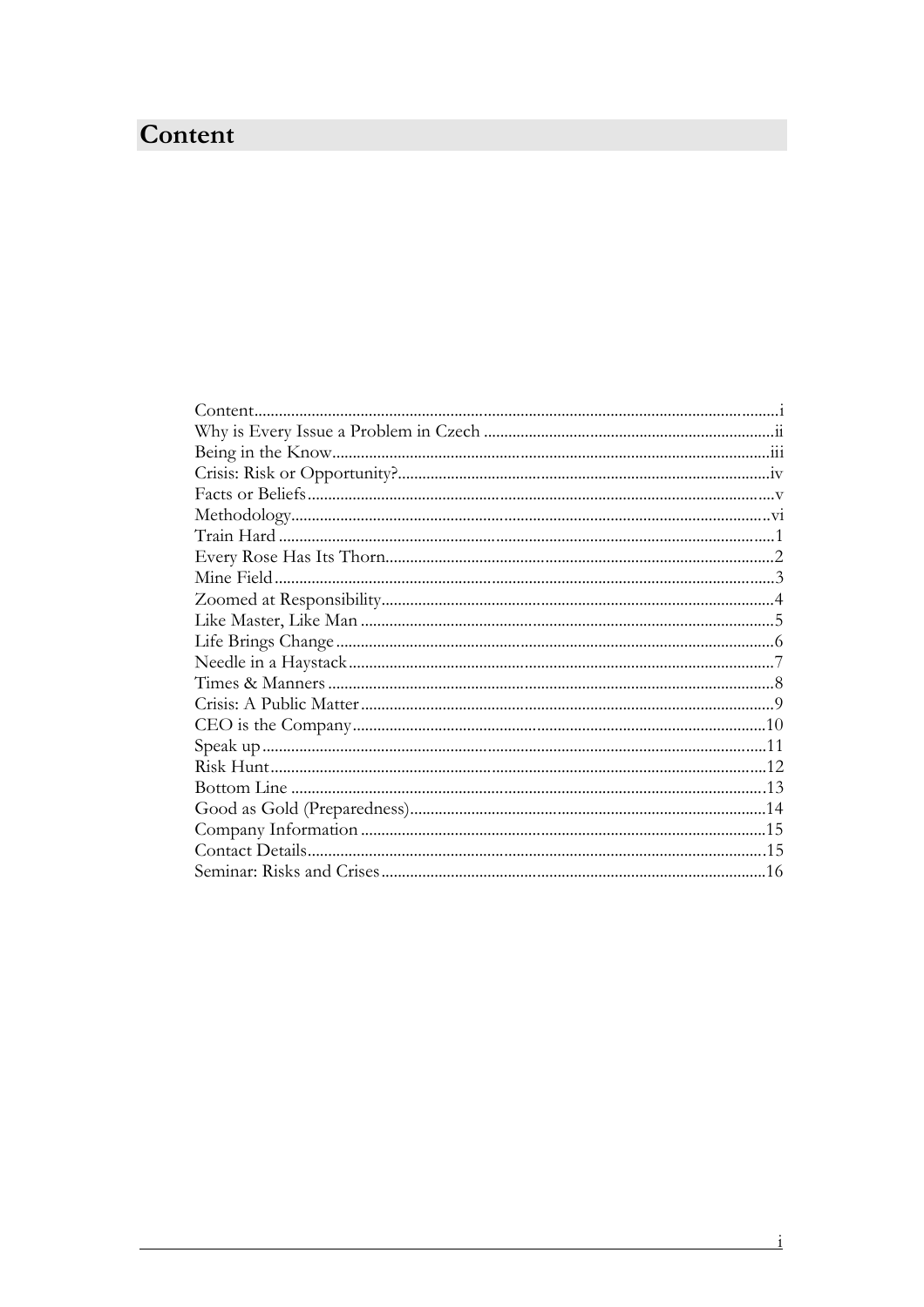# Content

| | |
|---|---|
| Content | i |
| Why is Every Issue a Problem in Czech | ii |
| Being in the Know | iii |
| Crisis: Risk or Opportunity? | iv |
| Facts or Beliefs | v |
| Methodology | vi |
| Train Hard | 1 |
| Every Rose Has Its Thorn | 2 |
| Mine Field | 3 |
| Zoomed at Responsibility | 4 |
| Like Master, Like Man | 5 |
| Life Brings Change | 6 |
| Needle in a Haystack | 7 |
| Times & Manners | 8 |
| Crisis: A Public Matter | 9 |
| CEO is the Company | 10 |
| Speak up | 11 |
| Risk Hunt | 12 |
| Bottom Line | 13 |
| Good as Gold (Preparedness) | 14 |
| Company Information | 15 |
| Contact Details | 15 |
| Seminar: Risks and Crises | 16 |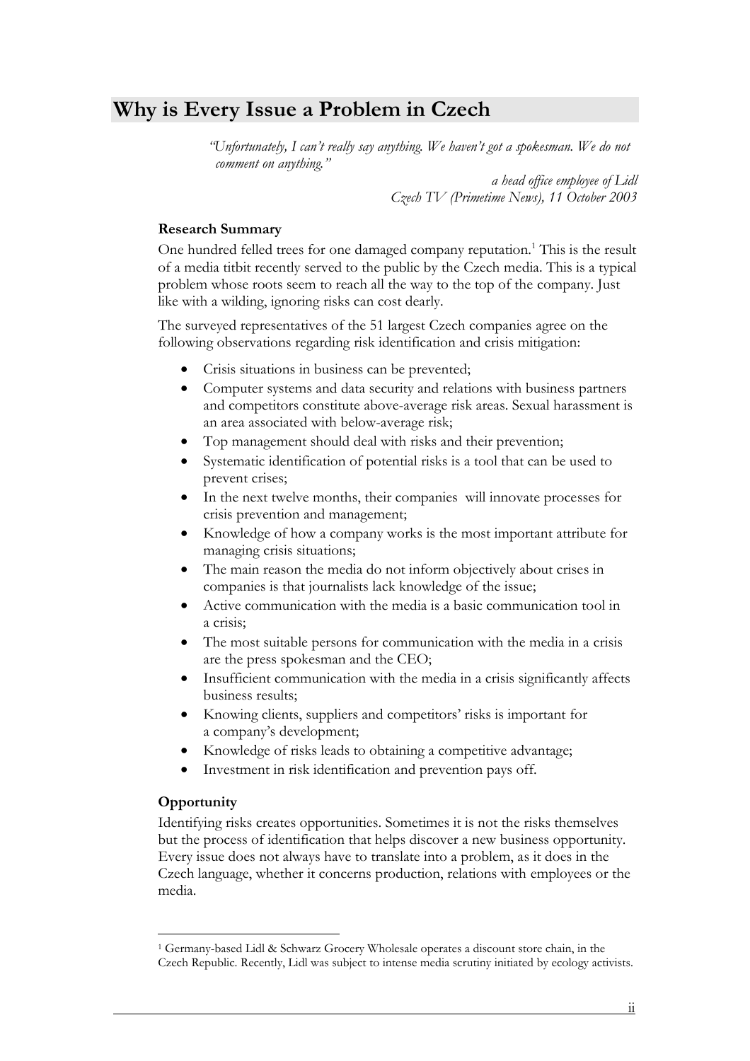## Why is Every Issue a Problem in Czech

*"Unfortunately, I can't really say anything. We haven't got a spokesman. We do not comment on anything."*

*a head office employee of Lidl*
*Czech TV (Primetime News), 11 October 2003*

**Research Summary**

One hundred felled trees for one damaged company reputation.[1] This is the result of a media titbit recently served to the public by the Czech media. This is a typical problem whose roots seem to reach all the way to the top of the company. Just like with a wilding, ignoring risks can cost dearly.

The surveyed representatives of the 51 largest Czech companies agree on the following observations regarding risk identification and crisis mitigation:

- Crisis situations in business can be prevented;
- Computer systems and data security and relations with business partners and competitors constitute above-average risk areas. Sexual harassment is an area associated with below-average risk;
- Top management should deal with risks and their prevention;
- Systematic identification of potential risks is a tool that can be used to prevent crises;
- In the next twelve months, their companies will innovate processes for crisis prevention and management;
- Knowledge of how a company works is the most important attribute for managing crisis situations;
- The main reason the media do not inform objectively about crises in companies is that journalists lack knowledge of the issue;
- Active communication with the media is a basic communication tool in a crisis;
- The most suitable persons for communication with the media in a crisis are the press spokesman and the CEO;
- Insufficient communication with the media in a crisis significantly affects business results;
- Knowing clients, suppliers and competitors' risks is important for a company's development;
- Knowledge of risks leads to obtaining a competitive advantage;
- Investment in risk identification and prevention pays off.

**Opportunity**

Identifying risks creates opportunities. Sometimes it is not the risks themselves but the process of identification that helps discover a new business opportunity. Every issue does not always have to translate into a problem, as it does in the Czech language, whether it concerns production, relations with employees or the media.

[1] Germany-based Lidl & Schwarz Grocery Wholesale operates a discount store chain, in the Czech Republic. Recently, Lidl was subject to intense media scrutiny initiated by ecology activists.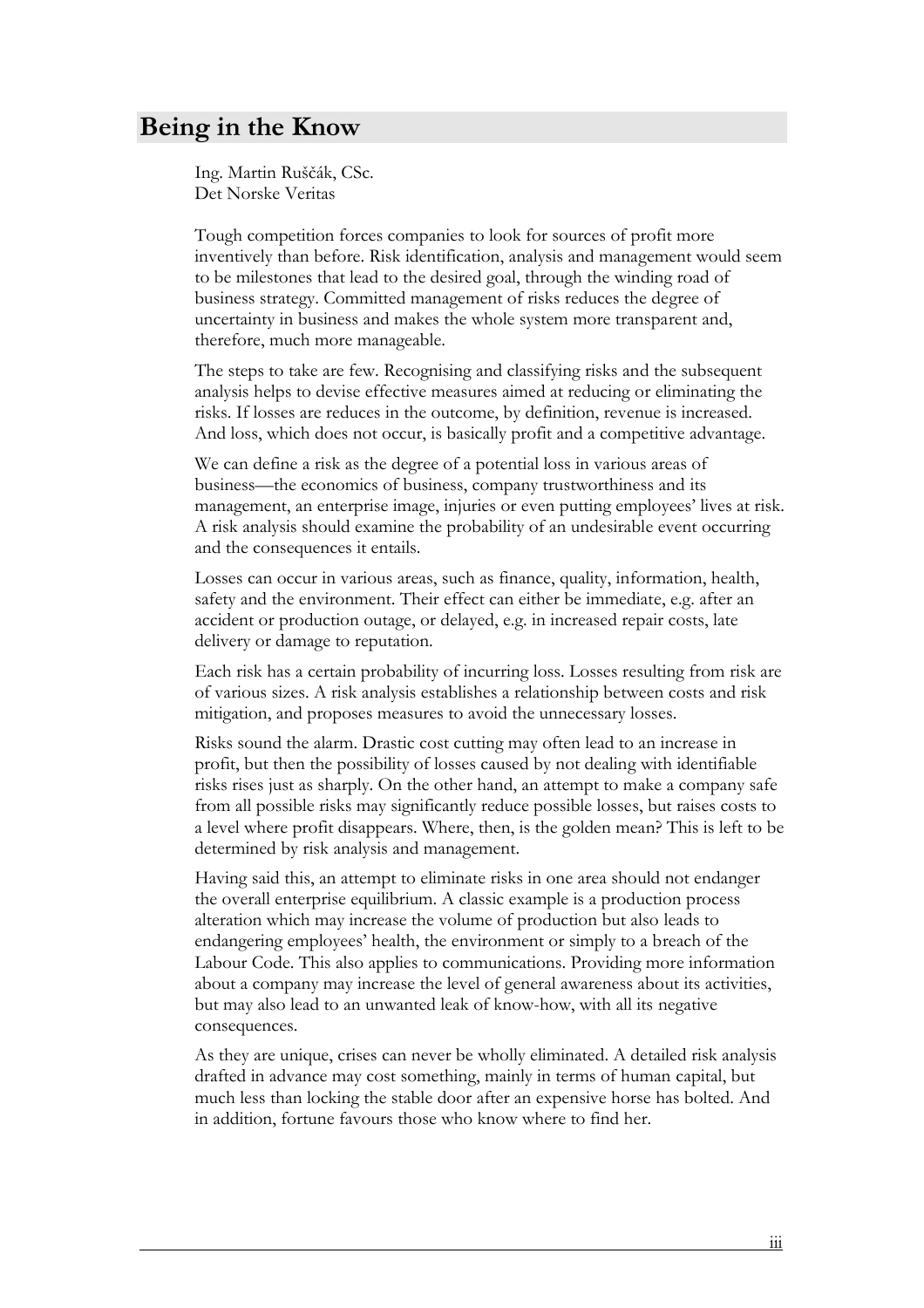# Being in the Know

Ing. Martin Ruščák, CSc.
Det Norske Veritas

Tough competition forces companies to look for sources of profit more inventively than before. Risk identification, analysis and management would seem to be milestones that lead to the desired goal, through the winding road of business strategy. Committed management of risks reduces the degree of uncertainty in business and makes the whole system more transparent and, therefore, much more manageable.

The steps to take are few. Recognising and classifying risks and the subsequent analysis helps to devise effective measures aimed at reducing or eliminating the risks. If losses are reduces in the outcome, by definition, revenue is increased. And loss, which does not occur, is basically profit and a competitive advantage.

We can define a risk as the degree of a potential loss in various areas of business—the economics of business, company trustworthiness and its management, an enterprise image, injuries or even putting employees' lives at risk. A risk analysis should examine the probability of an undesirable event occurring and the consequences it entails.

Losses can occur in various areas, such as finance, quality, information, health, safety and the environment. Their effect can either be immediate, e.g. after an accident or production outage, or delayed, e.g. in increased repair costs, late delivery or damage to reputation.

Each risk has a certain probability of incurring loss. Losses resulting from risk are of various sizes. A risk analysis establishes a relationship between costs and risk mitigation, and proposes measures to avoid the unnecessary losses.

Risks sound the alarm. Drastic cost cutting may often lead to an increase in profit, but then the possibility of losses caused by not dealing with identifiable risks rises just as sharply. On the other hand, an attempt to make a company safe from all possible risks may significantly reduce possible losses, but raises costs to a level where profit disappears. Where, then, is the golden mean? This is left to be determined by risk analysis and management.

Having said this, an attempt to eliminate risks in one area should not endanger the overall enterprise equilibrium. A classic example is a production process alteration which may increase the volume of production but also leads to endangering employees' health, the environment or simply to a breach of the Labour Code. This also applies to communications. Providing more information about a company may increase the level of general awareness about its activities, but may also lead to an unwanted leak of know-how, with all its negative consequences.

As they are unique, crises can never be wholly eliminated. A detailed risk analysis drafted in advance may cost something, mainly in terms of human capital, but much less than locking the stable door after an expensive horse has bolted. And in addition, fortune favours those who know where to find her.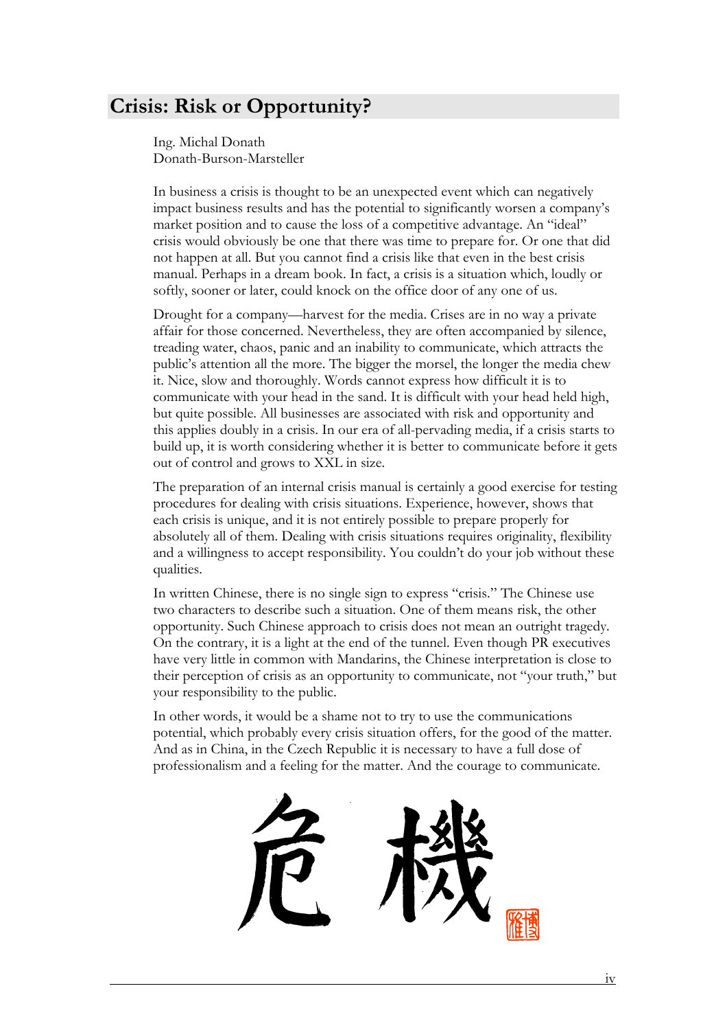## Crisis: Risk or Opportunity?

Ing. Michal Donath
Donath-Burson-Marsteller

In business a crisis is thought to be an unexpected event which can negatively impact business results and has the potential to significantly worsen a company's market position and to cause the loss of a competitive advantage. An "ideal" crisis would obviously be one that there was time to prepare for. Or one that did not happen at all. But you cannot find a crisis like that even in the best crisis manual. Perhaps in a dream book. In fact, a crisis is a situation which, loudly or softly, sooner or later, could knock on the office door of any one of us.

Drought for a company—harvest for the media. Crises are in no way a private affair for those concerned. Nevertheless, they are often accompanied by silence, treading water, chaos, panic and an inability to communicate, which attracts the public's attention all the more. The bigger the morsel, the longer the media chew it. Nice, slow and thoroughly. Words cannot express how difficult it is to communicate with your head in the sand. It is difficult with your head held high, but quite possible. All businesses are associated with risk and opportunity and this applies doubly in a crisis. In our era of all-pervading media, if a crisis starts to build up, it is worth considering whether it is better to communicate before it gets out of control and grows to XXL in size.

The preparation of an internal crisis manual is certainly a good exercise for testing procedures for dealing with crisis situations. Experience, however, shows that each crisis is unique, and it is not entirely possible to prepare properly for absolutely all of them. Dealing with crisis situations requires originality, flexibility and a willingness to accept responsibility. You couldn't do your job without these qualities.

In written Chinese, there is no single sign to express "crisis." The Chinese use two characters to describe such a situation. One of them means risk, the other opportunity. Such Chinese approach to crisis does not mean an outright tragedy. On the contrary, it is a light at the end of the tunnel. Even though PR executives have very little in common with Mandarins, the Chinese interpretation is close to their perception of crisis as an opportunity to communicate, not "your truth," but your responsibility to the public.

In other words, it would be a shame not to try to use the communications potential, which probably every crisis situation offers, for the good of the matter. And as in China, in the Czech Republic it is necessary to have a full dose of professionalism and a feeling for the matter. And the courage to communicate.

危 機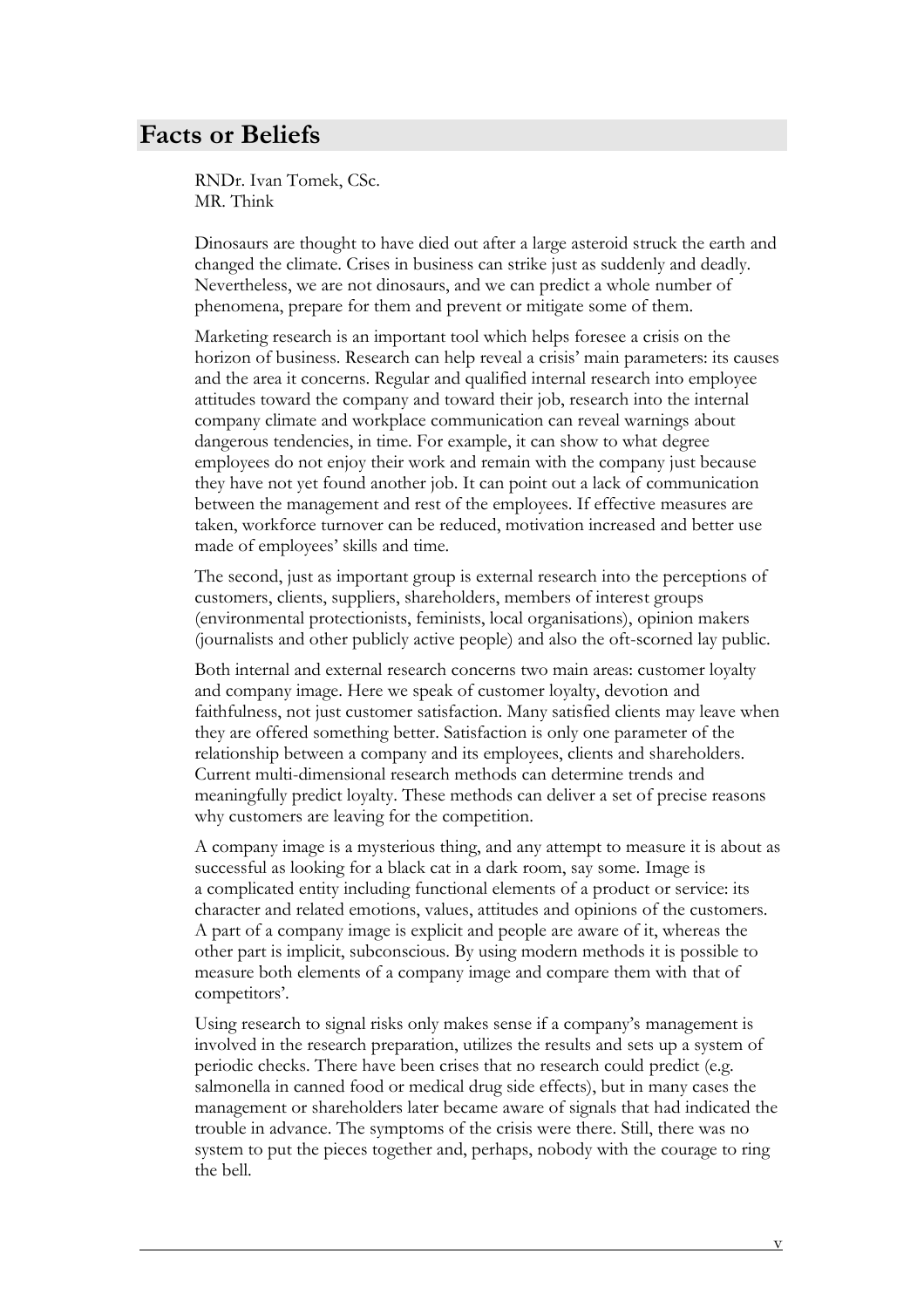# Facts or Beliefs

RNDr. Ivan Tomek, CSc.
MR. Think

Dinosaurs are thought to have died out after a large asteroid struck the earth and changed the climate. Crises in business can strike just as suddenly and deadly. Nevertheless, we are not dinosaurs, and we can predict a whole number of phenomena, prepare for them and prevent or mitigate some of them.

Marketing research is an important tool which helps foresee a crisis on the horizon of business. Research can help reveal a crisis' main parameters: its causes and the area it concerns. Regular and qualified internal research into employee attitudes toward the company and toward their job, research into the internal company climate and workplace communication can reveal warnings about dangerous tendencies, in time. For example, it can show to what degree employees do not enjoy their work and remain with the company just because they have not yet found another job. It can point out a lack of communication between the management and rest of the employees. If effective measures are taken, workforce turnover can be reduced, motivation increased and better use made of employees' skills and time.

The second, just as important group is external research into the perceptions of customers, clients, suppliers, shareholders, members of interest groups (environmental protectionists, feminists, local organisations), opinion makers (journalists and other publicly active people) and also the oft-scorned lay public.

Both internal and external research concerns two main areas: customer loyalty and company image. Here we speak of customer loyalty, devotion and faithfulness, not just customer satisfaction. Many satisfied clients may leave when they are offered something better. Satisfaction is only one parameter of the relationship between a company and its employees, clients and shareholders. Current multi-dimensional research methods can determine trends and meaningfully predict loyalty. These methods can deliver a set of precise reasons why customers are leaving for the competition.

A company image is a mysterious thing, and any attempt to measure it is about as successful as looking for a black cat in a dark room, say some. Image is a complicated entity including functional elements of a product or service: its character and related emotions, values, attitudes and opinions of the customers. A part of a company image is explicit and people are aware of it, whereas the other part is implicit, subconscious. By using modern methods it is possible to measure both elements of a company image and compare them with that of competitors'.

Using research to signal risks only makes sense if a company's management is involved in the research preparation, utilizes the results and sets up a system of periodic checks. There have been crises that no research could predict (e.g. salmonella in canned food or medical drug side effects), but in many cases the management or shareholders later became aware of signals that had indicated the trouble in advance. The symptoms of the crisis were there. Still, there was no system to put the pieces together and, perhaps, nobody with the courage to ring the bell.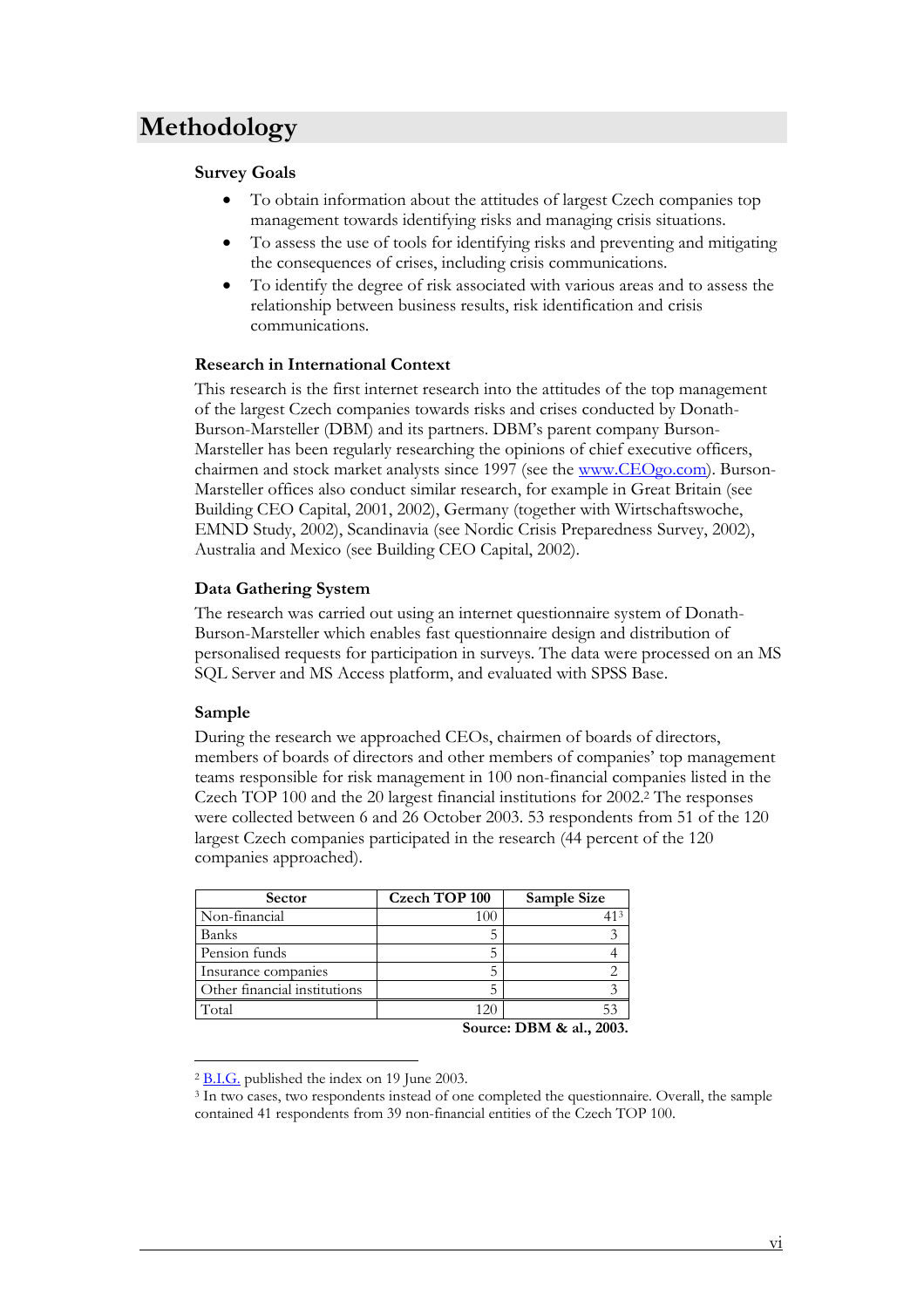# Methodology

### Survey Goals

- To obtain information about the attitudes of largest Czech companies top management towards identifying risks and managing crisis situations.
- To assess the use of tools for identifying risks and preventing and mitigating the consequences of crises, including crisis communications.
- To identify the degree of risk associated with various areas and to assess the relationship between business results, risk identification and crisis communications.

### Research in International Context

This research is the first internet research into the attitudes of the top management of the largest Czech companies towards risks and crises conducted by Donath-Burson-Marsteller (DBM) and its partners. DBM's parent company Burson-Marsteller has been regularly researching the opinions of chief executive officers, chairmen and stock market analysts since 1997 (see the www.CEOgo.com). Burson-Marsteller offices also conduct similar research, for example in Great Britain (see Building CEO Capital, 2001, 2002), Germany (together with Wirtschaftswoche, EMND Study, 2002), Scandinavia (see Nordic Crisis Preparedness Survey, 2002), Australia and Mexico (see Building CEO Capital, 2002).

### Data Gathering System

The research was carried out using an internet questionnaire system of Donath-Burson-Marsteller which enables fast questionnaire design and distribution of personalised requests for participation in surveys. The data were processed on an MS SQL Server and MS Access platform, and evaluated with SPSS Base.

### Sample

During the research we approached CEOs, chairmen of boards of directors, members of boards of directors and other members of companies' top management teams responsible for risk management in 100 non-financial companies listed in the Czech TOP 100 and the 20 largest financial institutions for 2002.[2] The responses were collected between 6 and 26 October 2003. 53 respondents from 51 of the 120 largest Czech companies participated in the research (44 percent of the 120 companies approached).

| Sector | Czech TOP 100 | Sample Size |
|---|---|---|
| Non-financial | 100 | 41[3] |
| Banks | 5 | 3 |
| Pension funds | 5 | 4 |
| Insurance companies | 5 | 2 |
| Other financial institutions | 5 | 3 |
| Total | 120 | 53 |

**Source: DBM & al., 2003.**

[2] B.I.G. published the index on 19 June 2003.

[3] In two cases, two respondents instead of one completed the questionnaire. Overall, the sample contained 41 respondents from 39 non-financial entities of the Czech TOP 100.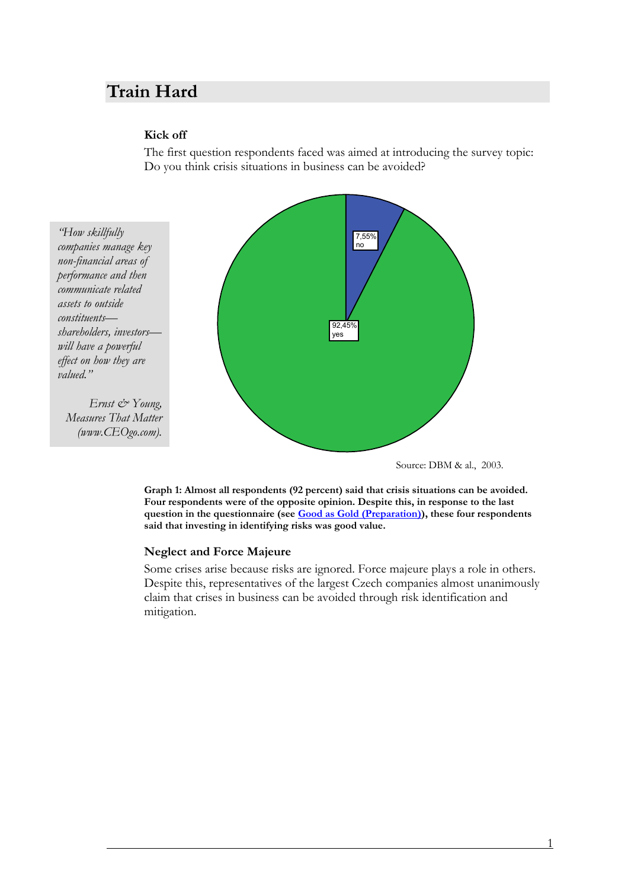# Train Hard

### Kick off

The first question respondents faced was aimed at introducing the survey topic: Do you think crisis situations in business can be avoided?

> *"How skillfully companies manage key non-financial areas of performance and then communicate related assets to outside constituents—shareholders, investors—will have a powerful effect on how they are valued."*
>
> *Ernst & Young, Measures That Matter (www.CEOgo.com).*

7,55% no

92,45% yes

Source: DBM & al., 2003.

**Graph 1: Almost all respondents (92 percent) said that crisis situations can be avoided. Four respondents were of the opposite opinion. Despite this, in response to the last question in the questionnaire (see Good as Gold (Preparation)), these four respondents said that investing in identifying risks was good value.**

### Neglect and Force Majeure

Some crises arise because risks are ignored. Force majeure plays a role in others. Despite this, representatives of the largest Czech companies almost unanimously claim that crises in business can be avoided through risk identification and mitigation.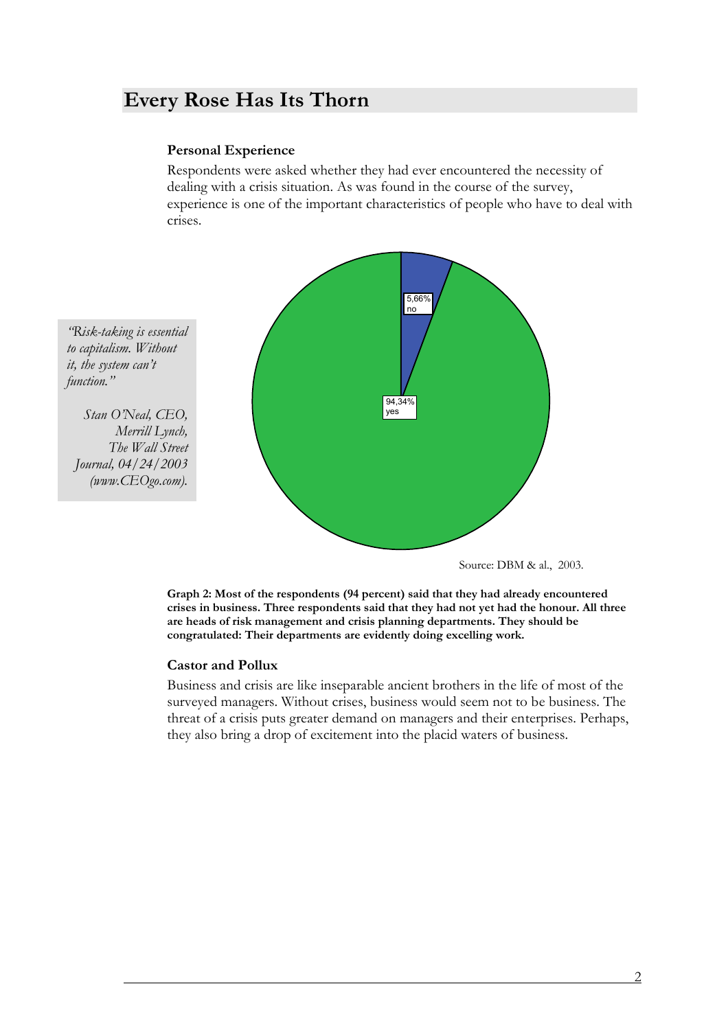## Every Rose Has Its Thorn

### Personal Experience

Respondents were asked whether they had ever encountered the necessity of dealing with a crisis situation. As was found in the course of the survey, experience is one of the important characteristics of people who have to deal with crises.

> *"Risk-taking is essential to capitalism. Without it, the system can't function."*
>
> *Stan O'Neal, CEO, Merrill Lynch, The Wall Street Journal, 04/24/2003 (www.CEOgo.com).*

5,66% no

94,34% yes

Source: DBM & al., 2003.

**Graph 2: Most of the respondents (94 percent) said that they had already encountered crises in business. Three respondents said that they had not yet had the honour. All three are heads of risk management and crisis planning departments. They should be congratulated: Their departments are evidently doing excelling work.**

### Castor and Pollux

Business and crisis are like inseparable ancient brothers in the life of most of the surveyed managers. Without crises, business would seem not to be business. The threat of a crisis puts greater demand on managers and their enterprises. Perhaps, they also bring a drop of excitement into the placid waters of business.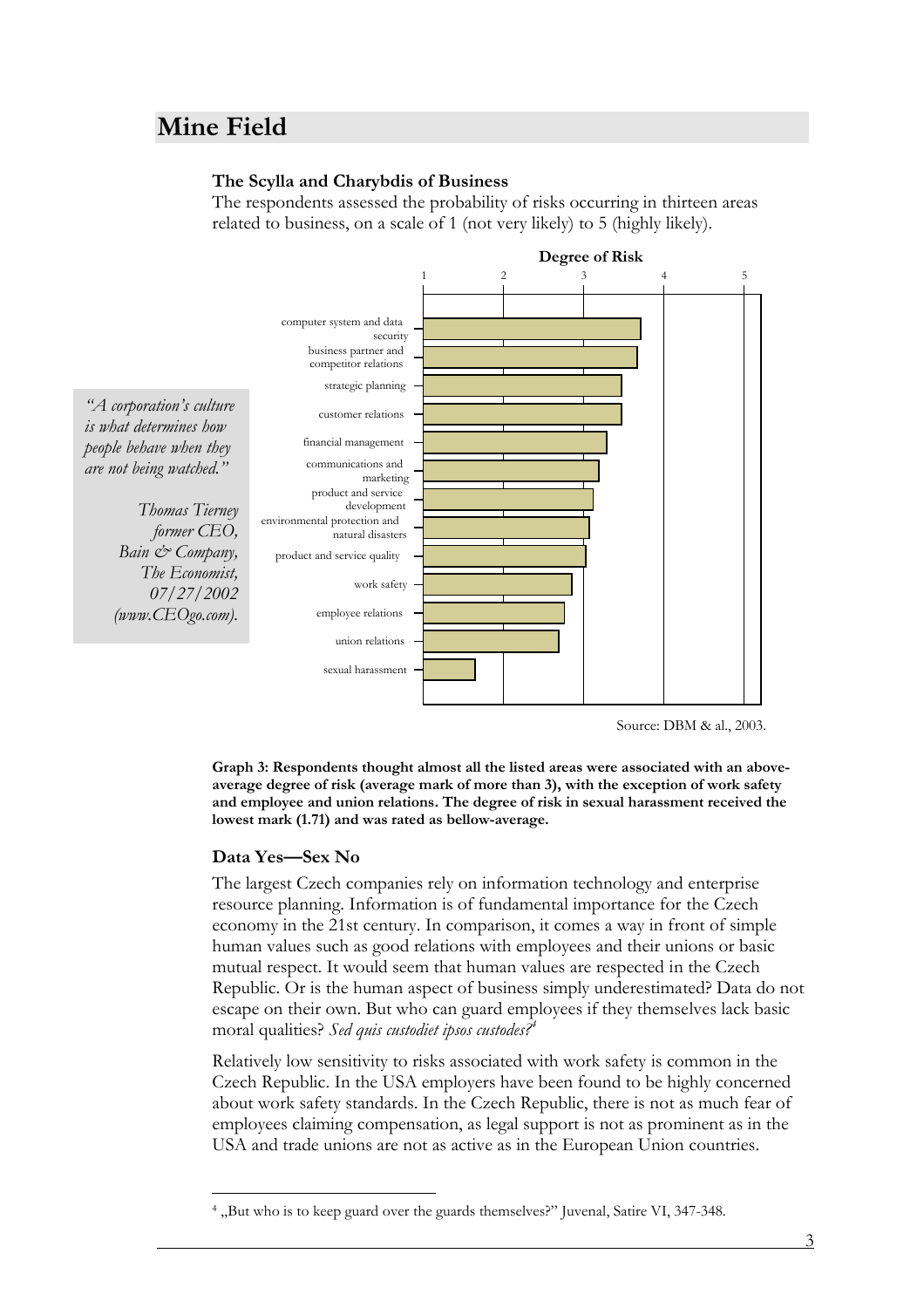## Mine Field

**The Scylla and Charybdis of Business**

The respondents assessed the probability of risks occurring in thirteen areas related to business, on a scale of 1 (not very likely) to 5 (highly likely).

*"A corporation's culture is what determines how people behave when they are not being watched."*

*Thomas Tierney former CEO, Bain & Company, The Economist, 07/27/2002 (www.CEOgo.com).*

**Degree of Risk**

- computer system and data security
- business partner and competitor relations
- strategic planning
- customer relations
- financial management
- communications and marketing
- product and service development
- environmental protection and natural disasters
- product and service quality
- work safety
- employee relations
- union relations
- sexual harassment

Source: DBM & al., 2003.

**Graph 3: Respondents thought almost all the listed areas were associated with an above-average degree of risk (average mark of more than 3), with the exception of work safety and employee and union relations. The degree of risk in sexual harassment received the lowest mark (1.71) and was rated as bellow-average.**

### Data Yes—Sex No

The largest Czech companies rely on information technology and enterprise resource planning. Information is of fundamental importance for the Czech economy in the 21st century. In comparison, it comes a way in front of simple human values such as good relations with employees and their unions or basic mutual respect. It would seem that human values are respected in the Czech Republic. Or is the human aspect of business simply underestimated? Data do not escape on their own. But who can guard employees if they themselves lack basic moral qualities? *Sed quis custodiet ipsos custodes?*[4]

Relatively low sensitivity to risks associated with work safety is common in the Czech Republic. In the USA employers have been found to be highly concerned about work safety standards. In the Czech Republic, there is not as much fear of employees claiming compensation, as legal support is not as prominent as in the USA and trade unions are not as active as in the European Union countries.

[4] „But who is to keep guard over the guards themselves?" Juvenal, Satire VI, 347-348.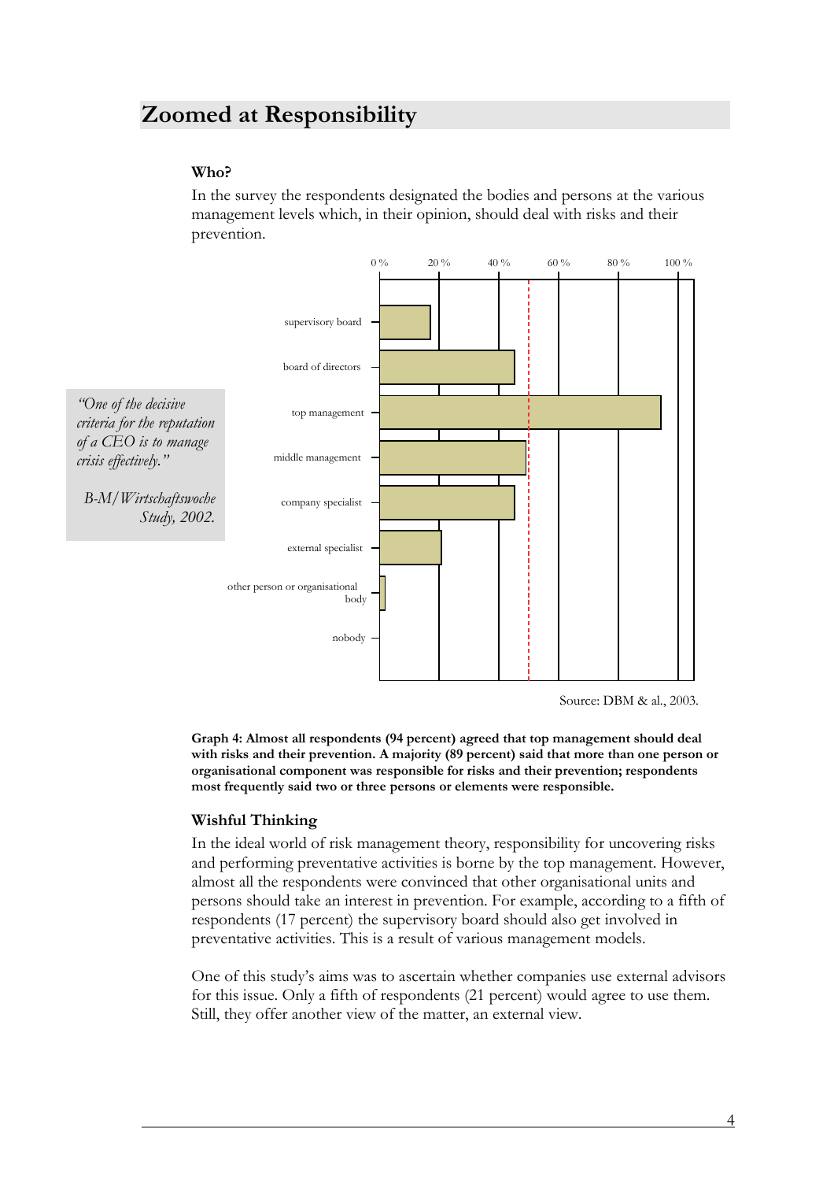## Zoomed at Responsibility

### Who?

In the survey the respondents designated the bodies and persons at the various management levels which, in their opinion, should deal with risks and their prevention.

> *"One of the decisive criteria for the reputation of a CEO is to manage crisis effectively."*
>
> *B-M/Wirtschaftswoche Study, 2002.*

Source: DBM & al., 2003.

**Graph 4: Almost all respondents (94 percent) agreed that top management should deal with risks and their prevention. A majority (89 percent) said that more than one person or organisational component was responsible for risks and their prevention; respondents most frequently said two or three persons or elements were responsible.**

### Wishful Thinking

In the ideal world of risk management theory, responsibility for uncovering risks and performing preventative activities is borne by the top management. However, almost all the respondents were convinced that other organisational units and persons should take an interest in prevention. For example, according to a fifth of respondents (17 percent) the supervisory board should also get involved in preventative activities. This is a result of various management models.

One of this study's aims was to ascertain whether companies use external advisors for this issue. Only a fifth of respondents (21 percent) would agree to use them. Still, they offer another view of the matter, an external view.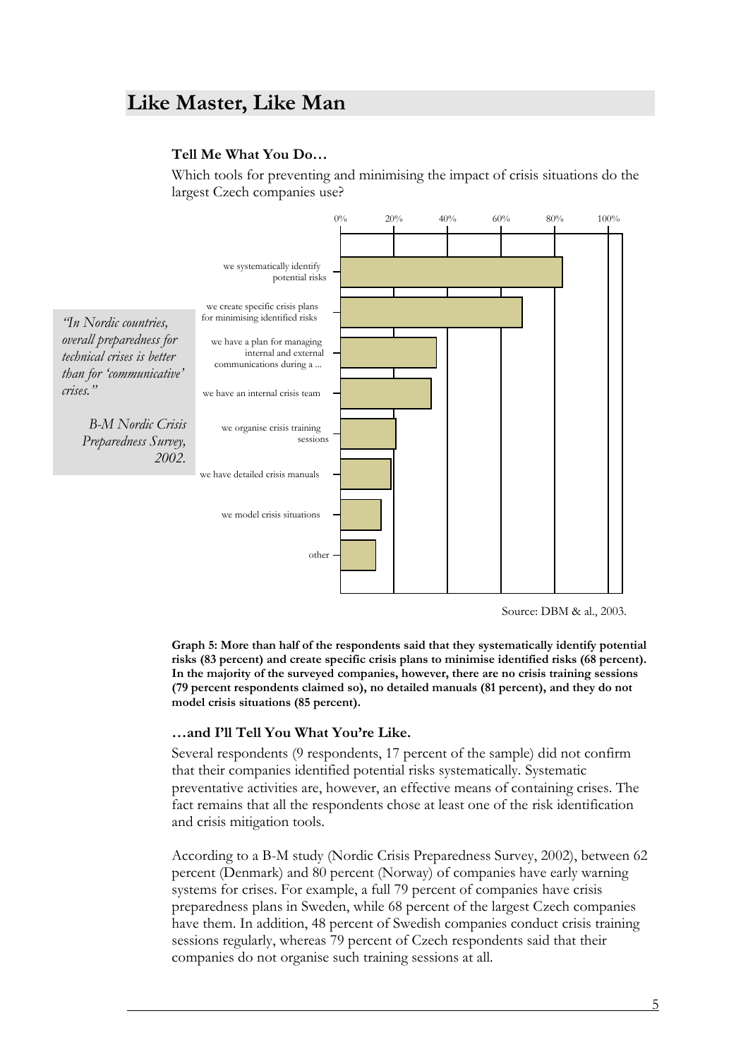## Like Master, Like Man

### Tell Me What You Do…

Which tools for preventing and minimising the impact of crisis situations do the largest Czech companies use?

> *"In Nordic countries, overall preparedness for technical crises is better than for 'communicative' crises."*
>
> *B-M Nordic Crisis Preparedness Survey, 2002.*

Source: DBM & al., 2003.

**Graph 5: More than half of the respondents said that they systematically identify potential risks (83 percent) and create specific crisis plans to minimise identified risks (68 percent). In the majority of the surveyed companies, however, there are no crisis training sessions (79 percent respondents claimed so), no detailed manuals (81 percent), and they do not model crisis situations (85 percent).**

### …and I'll Tell You What You're Like.

Several respondents (9 respondents, 17 percent of the sample) did not confirm that their companies identified potential risks systematically. Systematic preventative activities are, however, an effective means of containing crises. The fact remains that all the respondents chose at least one of the risk identification and crisis mitigation tools.

According to a B-M study (Nordic Crisis Preparedness Survey, 2002), between 62 percent (Denmark) and 80 percent (Norway) of companies have early warning systems for crises. For example, a full 79 percent of companies have crisis preparedness plans in Sweden, while 68 percent of the largest Czech companies have them. In addition, 48 percent of Swedish companies conduct crisis training sessions regularly, whereas 79 percent of Czech respondents said that their companies do not organise such training sessions at all.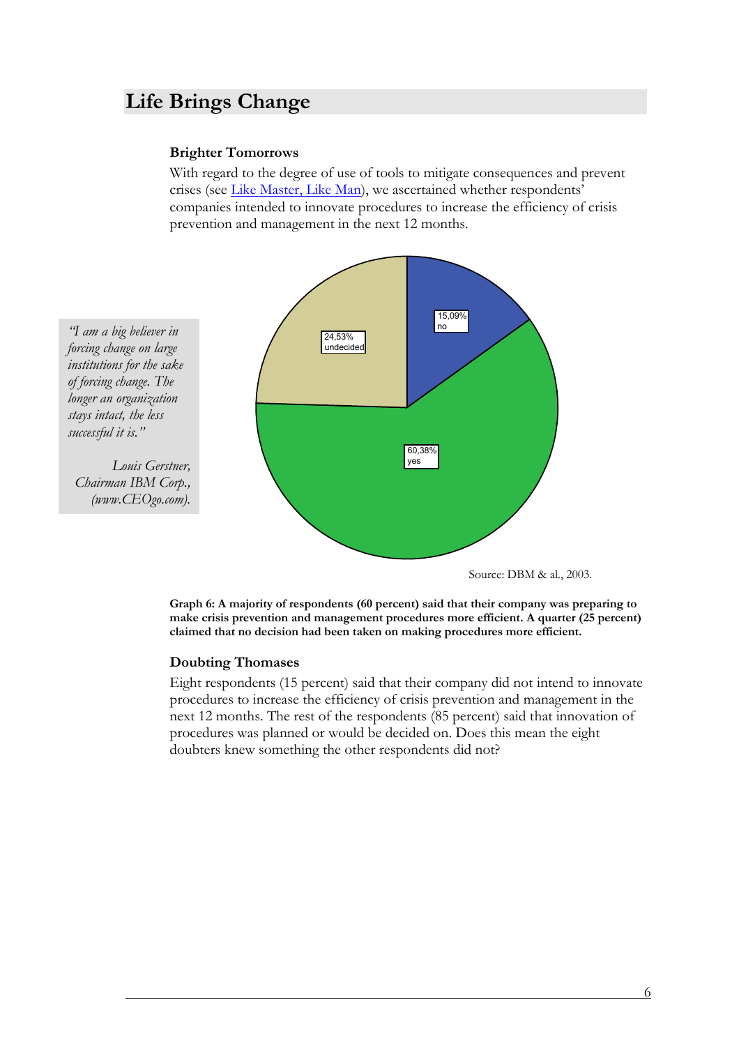# Life Brings Change

### Brighter Tomorrows

With regard to the degree of use of tools to mitigate consequences and prevent crises (see Like Master, Like Man), we ascertained whether respondents' companies intended to innovate procedures to increase the efficiency of crisis prevention and management in the next 12 months.

> *"I am a big believer in forcing change on large institutions for the sake of forcing change. The longer an organization stays intact, the less successful it is."*
>
> *Louis Gerstner, Chairman IBM Corp., (www.CEOgo.com).*

15,09% no

24,53% undecided

60,38% yes

Source: DBM & al., 2003.

**Graph 6: A majority of respondents (60 percent) said that their company was preparing to make crisis prevention and management procedures more efficient. A quarter (25 percent) claimed that no decision had been taken on making procedures more efficient.**

### Doubting Thomases

Eight respondents (15 percent) said that their company did not intend to innovate procedures to increase the efficiency of crisis prevention and management in the next 12 months. The rest of the respondents (85 percent) said that innovation of procedures was planned or would be decided on. Does this mean the eight doubters knew something the other respondents did not?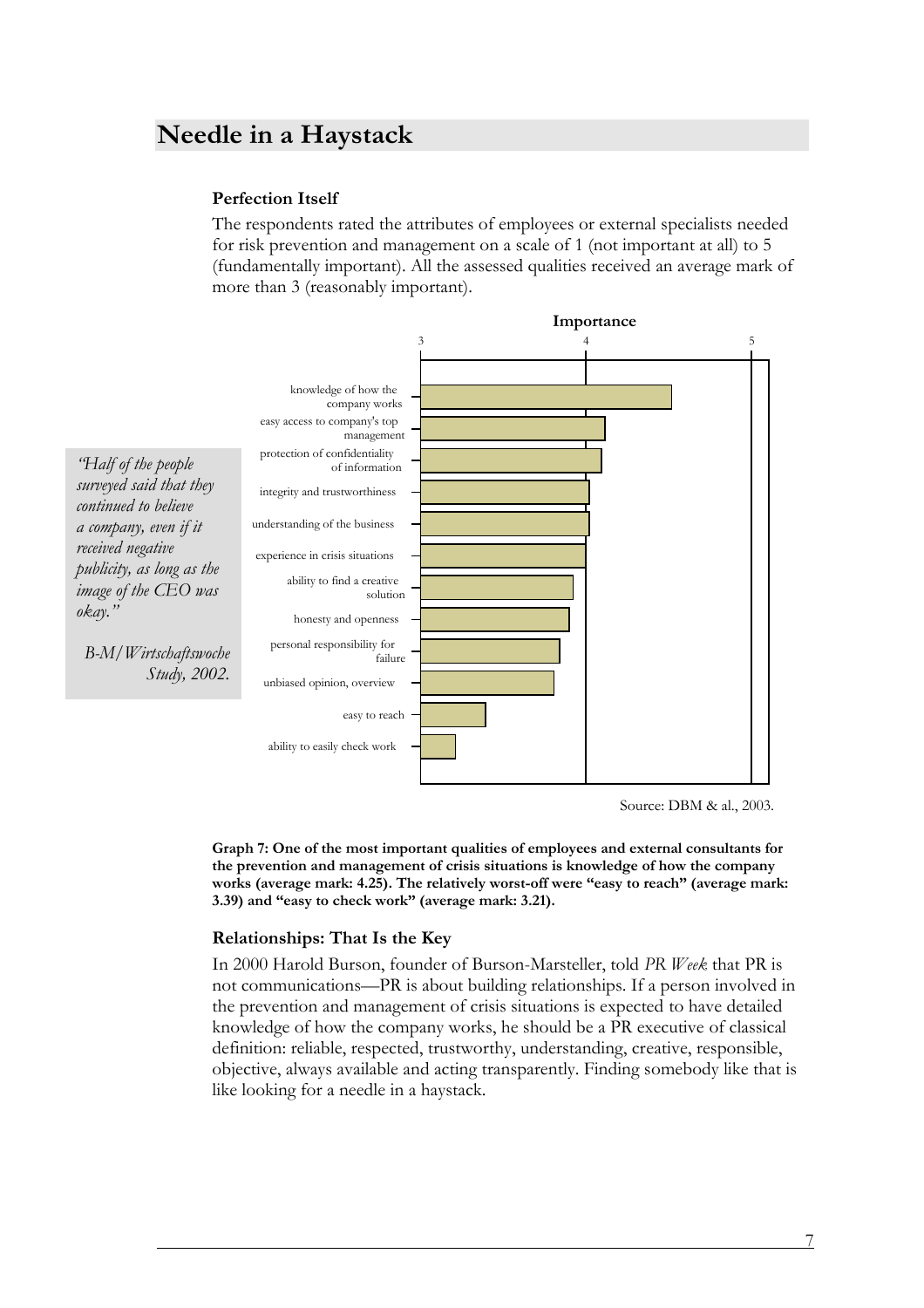## Needle in a Haystack

### Perfection Itself

The respondents rated the attributes of employees or external specialists needed for risk prevention and management on a scale of 1 (not important at all) to 5 (fundamentally important). All the assessed qualities received an average mark of more than 3 (reasonably important).

> *"Half of the people surveyed said that they continued to believe a company, even if it received negative publicity, as long as the image of the CEO was okay."*
>
> *B-M/Wirtschaftswoche Study, 2002.*

**Importance**

| Attribute |
|---|
| knowledge of how the company works |
| easy access to company's top management |
| protection of confidentiality of information |
| integrity and trustworthiness |
| understanding of the business |
| experience in crisis situations |
| ability to find a creative solution |
| honesty and openness |
| personal responsibility for failure |
| unbiased opinion, overview |
| easy to reach |
| ability to easily check work |

Source: DBM & al., 2003.

**Graph 7: One of the most important qualities of employees and external consultants for the prevention and management of crisis situations is knowledge of how the company works (average mark: 4.25). The relatively worst-off were "easy to reach" (average mark: 3.39) and "easy to check work" (average mark: 3.21).**

### Relationships: That Is the Key

In 2000 Harold Burson, founder of Burson-Marsteller, told *PR Week* that PR is not communications—PR is about building relationships. If a person involved in the prevention and management of crisis situations is expected to have detailed knowledge of how the company works, he should be a PR executive of classical definition: reliable, respected, trustworthy, understanding, creative, responsible, objective, always available and acting transparently. Finding somebody like that is like looking for a needle in a haystack.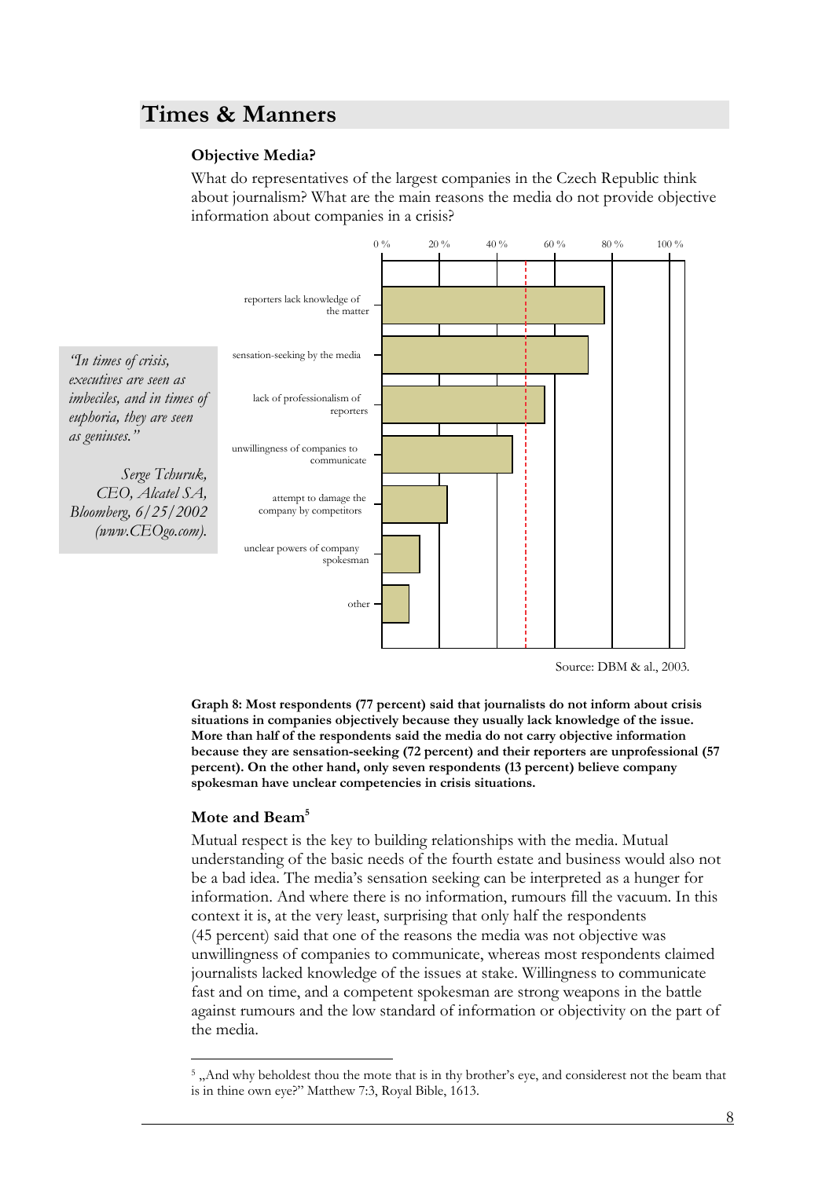## Times & Manners

### Objective Media?

What do representatives of the largest companies in the Czech Republic think about journalism? What are the main reasons the media do not provide objective information about companies in a crisis?

> *"In times of crisis, executives are seen as imbeciles, and in times of euphoria, they are seen as geniuses."*
>
> *Serge Tchuruk, CEO, Alcatel SA, Bloomberg, 6/25/2002 (www.CEOgo.com).*

Source: DBM & al., 2003.

**Graph 8: Most respondents (77 percent) said that journalists do not inform about crisis situations in companies objectively because they usually lack knowledge of the issue. More than half of the respondents said the media do not carry objective information because they are sensation-seeking (72 percent) and their reporters are unprofessional (57 percent). On the other hand, only seven respondents (13 percent) believe company spokesman have unclear competencies in crisis situations.**

### Mote and Beam[5]

Mutual respect is the key to building relationships with the media. Mutual understanding of the basic needs of the fourth estate and business would also not be a bad idea. The media's sensation seeking can be interpreted as a hunger for information. And where there is no information, rumours fill the vacuum. In this context it is, at the very least, surprising that only half the respondents (45 percent) said that one of the reasons the media was not objective was unwillingness of companies to communicate, whereas most respondents claimed journalists lacked knowledge of the issues at stake. Willingness to communicate fast and on time, and a competent spokesman are strong weapons in the battle against rumours and the low standard of information or objectivity on the part of the media.

[5] „And why beholdest thou the mote that is in thy brother's eye, and considerest not the beam that is in thine own eye?" Matthew 7:3, Royal Bible, 1613.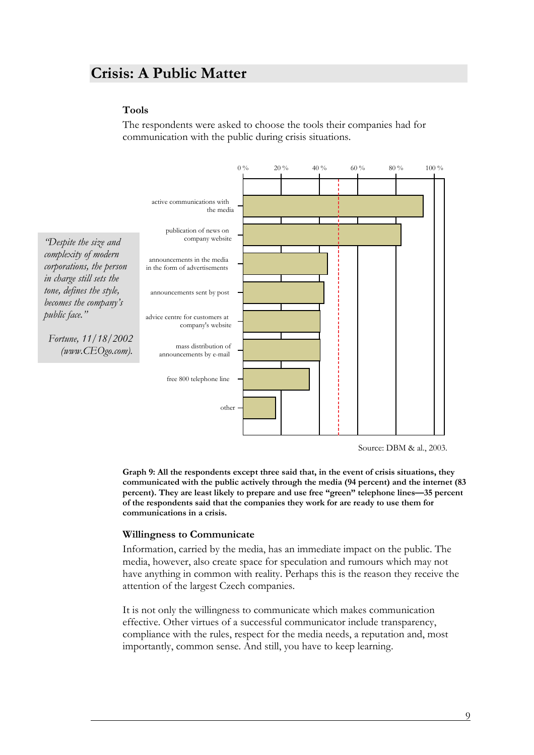## Crisis: A Public Matter

### Tools

The respondents were asked to choose the tools their companies had for communication with the public during crisis situations.

| Tool |
|---|
| active communications with the media |
| publication of news on company website |
| announcements in the media in the form of advertisements |
| announcements sent by post |
| advice centre for customers at company's website |
| mass distribution of announcements by e-mail |
| free 800 telephone line |
| other |

Source: DBM & al., 2003.

**Graph 9: All the respondents except three said that, in the event of crisis situations, they communicated with the public actively through the media (94 percent) and the internet (83 percent). They are least likely to prepare and use free "green" telephone lines—35 percent of the respondents said that the companies they work for are ready to use them for communications in a crisis.**

> *"Despite the size and complexity of modern corporations, the person in charge still sets the tone, defines the style, becomes the company's public face."*
>
> *Fortune, 11/18/2002 (www.CEOgo.com).*

### Willingness to Communicate

Information, carried by the media, has an immediate impact on the public. The media, however, also create space for speculation and rumours which may not have anything in common with reality. Perhaps this is the reason they receive the attention of the largest Czech companies.

It is not only the willingness to communicate which makes communication effective. Other virtues of a successful communicator include transparency, compliance with the rules, respect for the media needs, a reputation and, most importantly, common sense. And still, you have to keep learning.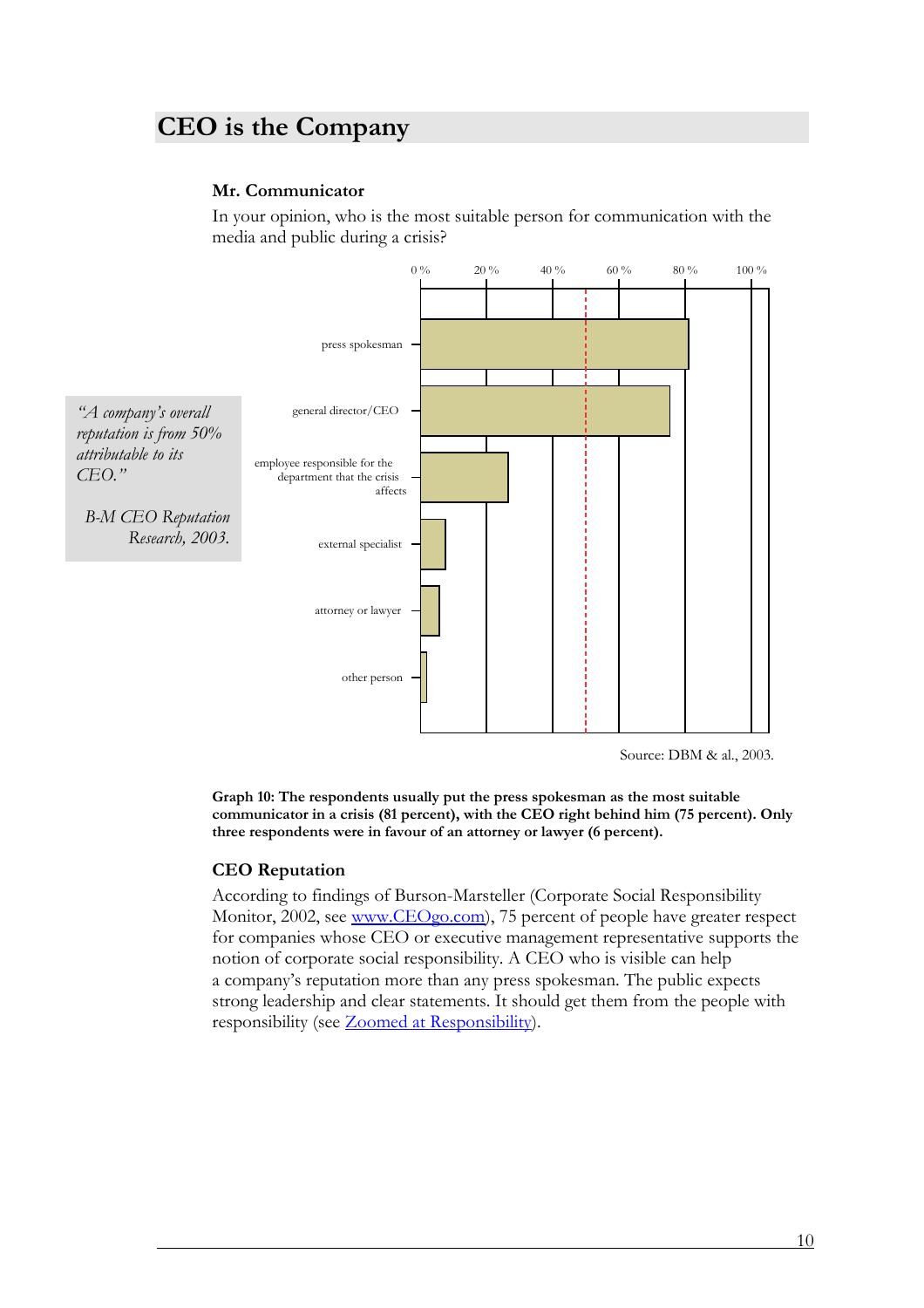## CEO is the Company

### Mr. Communicator

In your opinion, who is the most suitable person for communication with the media and public during a crisis?

> *"A company's overall reputation is from 50% attributable to its CEO."*
>
> *B-M CEO Reputation Research, 2003.*

0 % 20 % 40 % 60 % 80 % 100 %

press spokesman

general director/CEO

employee responsible for the department that the crisis affects

external specialist

attorney or lawyer

other person

Source: DBM & al., 2003.

**Graph 10: The respondents usually put the press spokesman as the most suitable communicator in a crisis (81 percent), with the CEO right behind him (75 percent). Only three respondents were in favour of an attorney or lawyer (6 percent).**

### CEO Reputation

According to findings of Burson-Marsteller (Corporate Social Responsibility Monitor, 2002, see [www.CEOgo.com](http://www.CEOgo.com)), 75 percent of people have greater respect for companies whose CEO or executive management representative supports the notion of corporate social responsibility. A CEO who is visible can help a company's reputation more than any press spokesman. The public expects strong leadership and clear statements. It should get them from the people with responsibility (see Zoomed at Responsibility).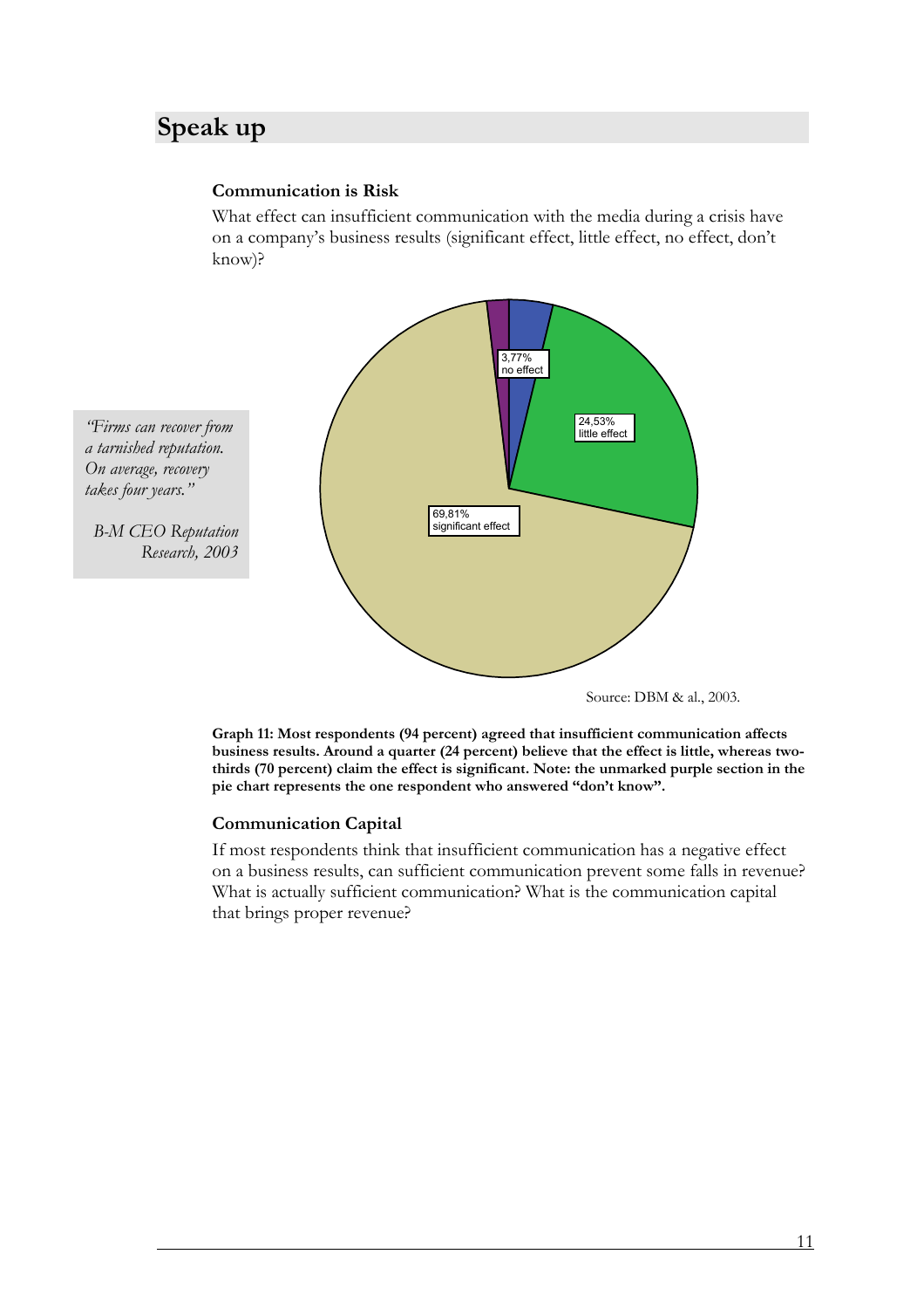# Speak up

### Communication is Risk

What effect can insufficient communication with the media during a crisis have on a company's business results (significant effect, little effect, no effect, don't know)?

> *"Firms can recover from a tarnished reputation. On average, recovery takes four years."*
>
> *B-M CEO Reputation Research, 2003*

3,77% no effect

24,53% little effect

69,81% significant effect

Source: DBM & al., 2003.

**Graph 11: Most respondents (94 percent) agreed that insufficient communication affects business results. Around a quarter (24 percent) believe that the effect is little, whereas two-thirds (70 percent) claim the effect is significant. Note: the unmarked purple section in the pie chart represents the one respondent who answered "don't know".**

### Communication Capital

If most respondents think that insufficient communication has a negative effect on a business results, can sufficient communication prevent some falls in revenue? What is actually sufficient communication? What is the communication capital that brings proper revenue?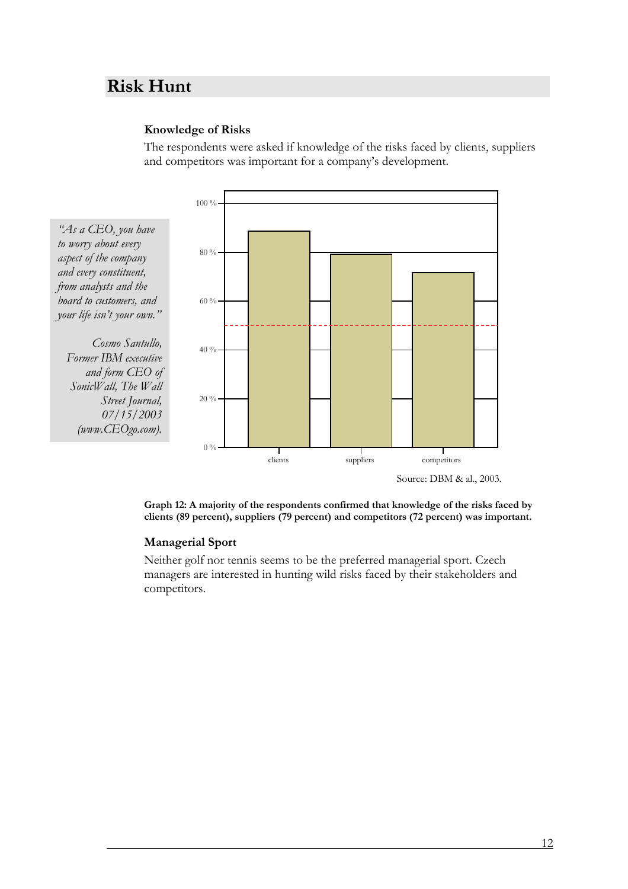## Risk Hunt

### Knowledge of Risks

The respondents were asked if knowledge of the risks faced by clients, suppliers and competitors was important for a company's development.

*"As a CEO, you have to worry about every aspect of the company and every constituent, from analysts and the board to customers, and your life isn't your own."*

*Cosmo Santullo, Former IBM executive and form CEO of SonicWall, The Wall Street Journal, 07/15/2003 (www.CEOgo.com).*

Source: DBM & al., 2003.

**Graph 12: A majority of the respondents confirmed that knowledge of the risks faced by clients (89 percent), suppliers (79 percent) and competitors (72 percent) was important.**

### Managerial Sport

Neither golf nor tennis seems to be the preferred managerial sport. Czech managers are interested in hunting wild risks faced by their stakeholders and competitors.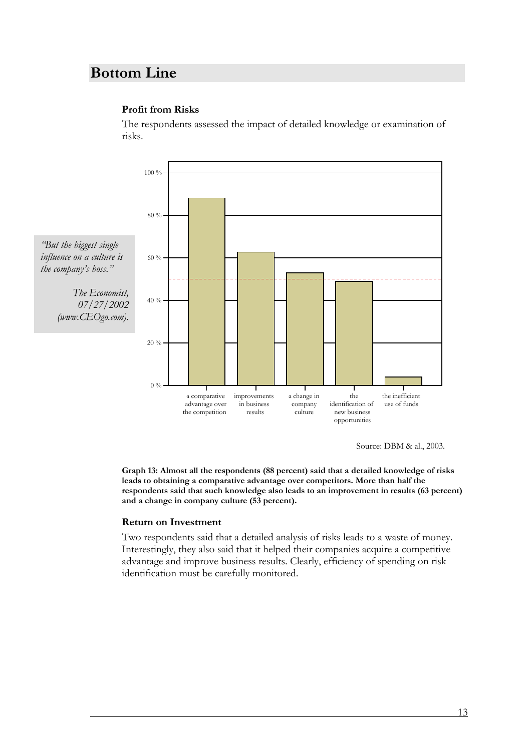## Bottom Line

### Profit from Risks

The respondents assessed the impact of detailed knowledge or examination of risks.

*"But the biggest single influence on a culture is the company's boss."*

*The Economist, 07/27/2002 (www.CEOgo.com).*

Source: DBM & al., 2003.

**Graph 13: Almost all the respondents (88 percent) said that a detailed knowledge of risks leads to obtaining a comparative advantage over competitors. More than half the respondents said that such knowledge also leads to an improvement in results (63 percent) and a change in company culture (53 percent).**

### Return on Investment

Two respondents said that a detailed analysis of risks leads to a waste of money. Interestingly, they also said that it helped their companies acquire a competitive advantage and improve business results. Clearly, efficiency of spending on risk identification must be carefully monitored.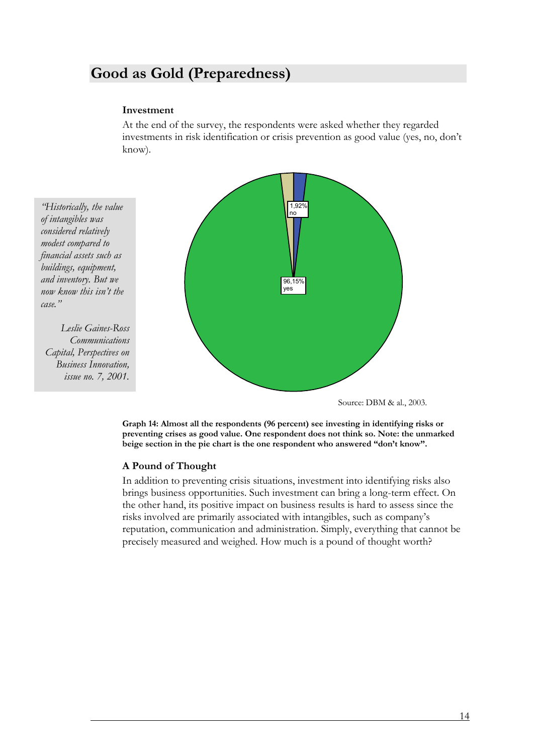# Good as Gold (Preparedness)

**Investment**

At the end of the survey, the respondents were asked whether they regarded investments in risk identification or crisis prevention as good value (yes, no, don't know).

> *"Historically, the value of intangibles was considered relatively modest compared to financial assets such as buildings, equipment, and inventory. But we now know this isn't the case."*
>
> *Leslie Gaines-Ross Communications Capital, Perspectives on Business Innovation, issue no. 7, 2001.*

1,92% no

96,15% yes

Source: DBM & al., 2003.

**Graph 14: Almost all the respondents (96 percent) see investing in identifying risks or preventing crises as good value. One respondent does not think so. Note: the unmarked beige section in the pie chart is the one respondent who answered "don't know".**

**A Pound of Thought**

In addition to preventing crisis situations, investment into identifying risks also brings business opportunities. Such investment can bring a long-term effect. On the other hand, its positive impact on business results is hard to assess since the risks involved are primarily associated with intangibles, such as company's reputation, communication and administration. Simply, everything that cannot be precisely measured and weighed. How much is a pound of thought worth?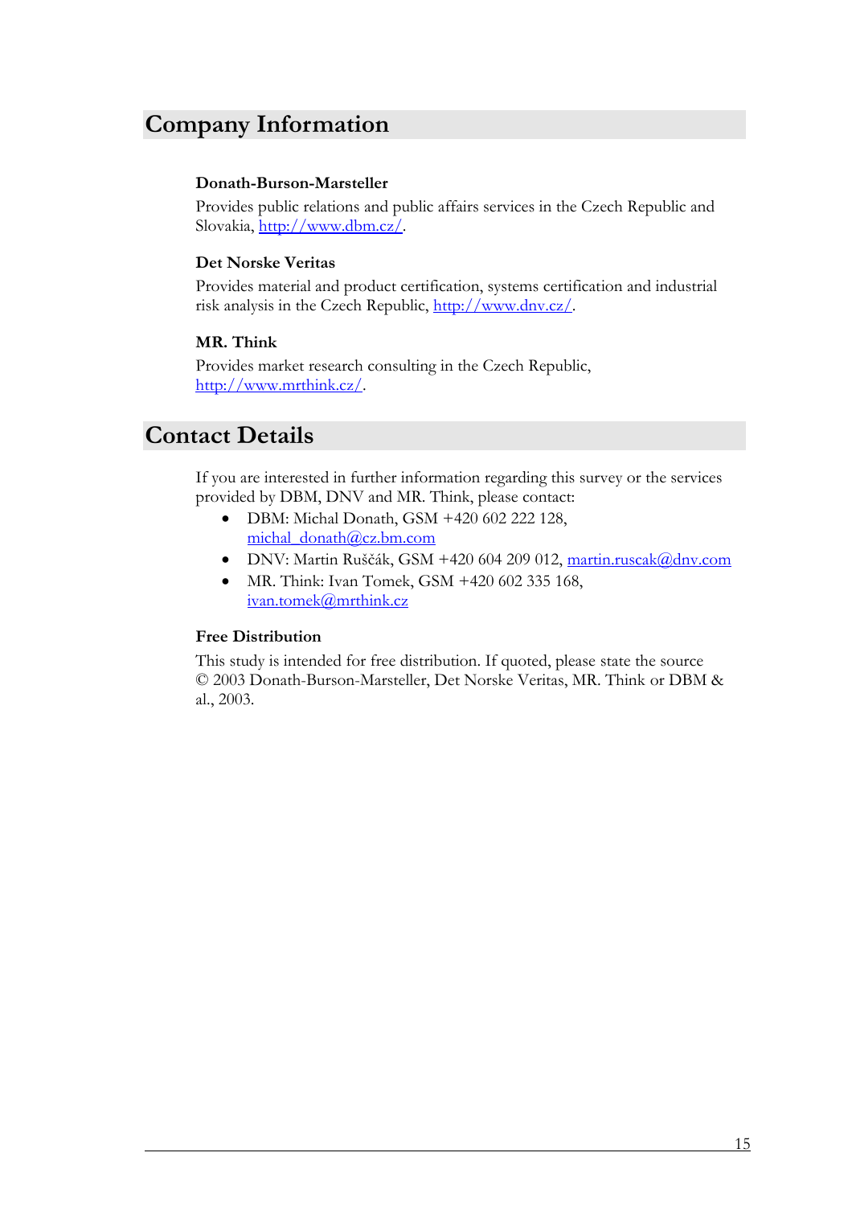# Company Information

### Donath-Burson-Marsteller

Provides public relations and public affairs services in the Czech Republic and Slovakia, http://www.dbm.cz/.

### Det Norske Veritas

Provides material and product certification, systems certification and industrial risk analysis in the Czech Republic, http://www.dnv.cz/.

### MR. Think

Provides market research consulting in the Czech Republic, http://www.mrthink.cz/.

# Contact Details

If you are interested in further information regarding this survey or the services provided by DBM, DNV and MR. Think, please contact:

- DBM: Michal Donath, GSM +420 602 222 128, michal_donath@cz.bm.com
- DNV: Martin Ruščák, GSM +420 604 209 012, martin.ruscak@dnv.com
- MR. Think: Ivan Tomek, GSM +420 602 335 168, ivan.tomek@mrthink.cz

### Free Distribution

This study is intended for free distribution. If quoted, please state the source © 2003 Donath-Burson-Marsteller, Det Norske Veritas, MR. Think or DBM & al., 2003.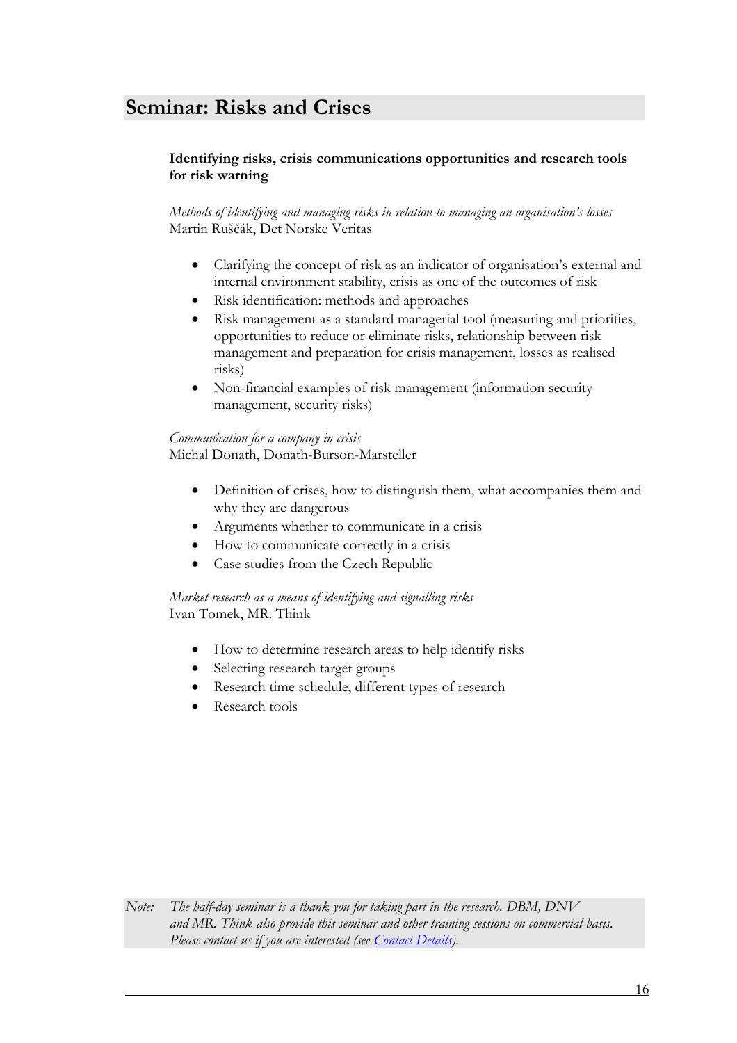# Seminar: Risks and Crises

**Identifying risks, crisis communications opportunities and research tools for risk warning**

*Methods of identifying and managing risks in relation to managing an organisation's losses*
Martin Ruščák, Det Norske Veritas

- Clarifying the concept of risk as an indicator of organisation's external and internal environment stability, crisis as one of the outcomes of risk
- Risk identification: methods and approaches
- Risk management as a standard managerial tool (measuring and priorities, opportunities to reduce or eliminate risks, relationship between risk management and preparation for crisis management, losses as realised risks)
- Non-financial examples of risk management (information security management, security risks)

*Communication for a company in crisis*
Michal Donath, Donath-Burson-Marsteller

- Definition of crises, how to distinguish them, what accompanies them and why they are dangerous
- Arguments whether to communicate in a crisis
- How to communicate correctly in a crisis
- Case studies from the Czech Republic

*Market research as a means of identifying and signalling risks*
Ivan Tomek, MR. Think

- How to determine research areas to help identify risks
- Selecting research target groups
- Research time schedule, different types of research
- Research tools

*Note: The half-day seminar is a thank you for taking part in the research. DBM, DNV and MR. Think also provide this seminar and other training sessions on commercial basis. Please contact us if you are interested (see Contact Details).*